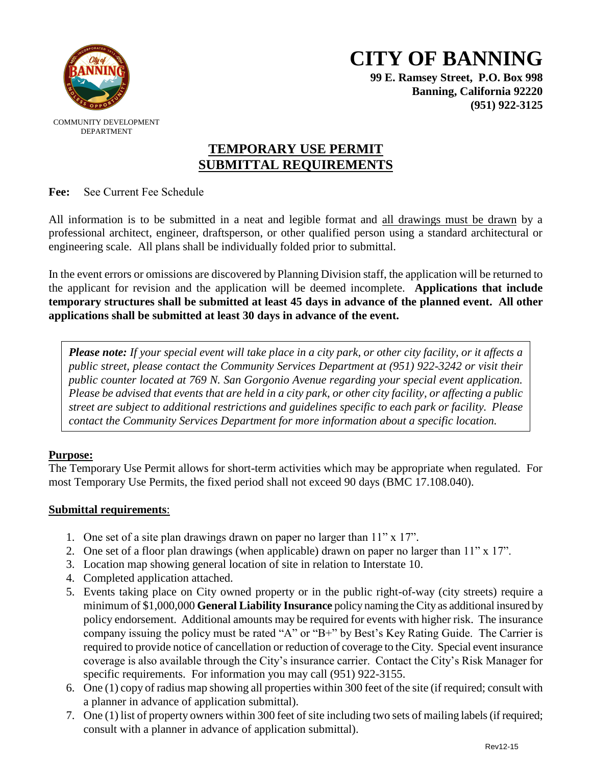# CITY OF BANNING

**99 E. Ramsey Street, P.O. Box 998**
**Banning, California 92220**
**(951) 922-3125**

COMMUNITY DEVELOPMENT DEPARTMENT

## TEMPORARY USE PERMIT SUBMITTAL REQUIREMENTS

**Fee:** See Current Fee Schedule

All information is to be submitted in a neat and legible format and all drawings must be drawn by a professional architect, engineer, draftsperson, or other qualified person using a standard architectural or engineering scale. All plans shall be individually folded prior to submittal.

In the event errors or omissions are discovered by Planning Division staff, the application will be returned to the applicant for revision and the application will be deemed incomplete. **Applications that include temporary structures shall be submitted at least 45 days in advance of the planned event. All other applications shall be submitted at least 30 days in advance of the event.**

> ***Please note:*** *If your special event will take place in a city park, or other city facility, or it affects a public street, please contact the Community Services Department at (951) 922-3242 or visit their public counter located at 769 N. San Gorgonio Avenue regarding your special event application. Please be advised that events that are held in a city park, or other city facility, or affecting a public street are subject to additional restrictions and guidelines specific to each park or facility. Please contact the Community Services Department for more information about a specific location.*

**Purpose:**

The Temporary Use Permit allows for short-term activities which may be appropriate when regulated. For most Temporary Use Permits, the fixed period shall not exceed 90 days (BMC 17.108.040).

**Submittal requirements**:

1. One set of a site plan drawings drawn on paper no larger than 11" x 17".
2. One set of a floor plan drawings (when applicable) drawn on paper no larger than 11" x 17".
3. Location map showing general location of site in relation to Interstate 10.
4. Completed application attached.
5. Events taking place on City owned property or in the public right-of-way (city streets) require a minimum of $1,000,000 **General Liability Insurance** policy naming the City as additional insured by policy endorsement. Additional amounts may be required for events with higher risk. The insurance company issuing the policy must be rated "A" or "B+" by Best's Key Rating Guide. The Carrier is required to provide notice of cancellation or reduction of coverage to the City. Special event insurance coverage is also available through the City's insurance carrier. Contact the City's Risk Manager for specific requirements. For information you may call (951) 922-3155.
6. One (1) copy of radius map showing all properties within 300 feet of the site (if required; consult with a planner in advance of application submittal).
7. One (1) list of property owners within 300 feet of site including two sets of mailing labels (if required; consult with a planner in advance of application submittal).

Rev12-15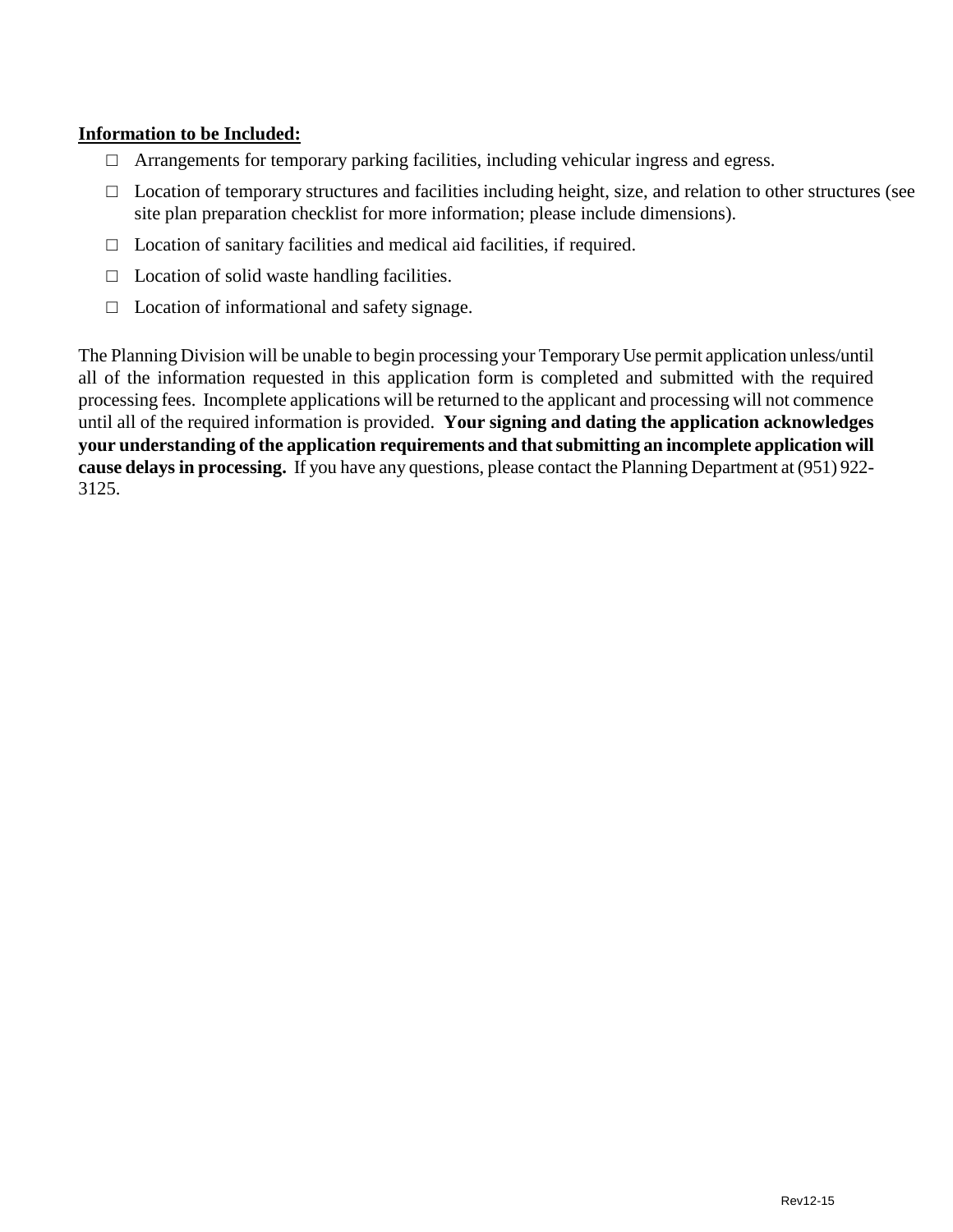**<u>Information to be Included:</u>**

- □ Arrangements for temporary parking facilities, including vehicular ingress and egress.
- □ Location of temporary structures and facilities including height, size, and relation to other structures (see site plan preparation checklist for more information; please include dimensions).
- □ Location of sanitary facilities and medical aid facilities, if required.
- □ Location of solid waste handling facilities.
- □ Location of informational and safety signage.

The Planning Division will be unable to begin processing your Temporary Use permit application unless/until all of the information requested in this application form is completed and submitted with the required processing fees. Incomplete applications will be returned to the applicant and processing will not commence until all of the required information is provided. **Your signing and dating the application acknowledges your understanding of the application requirements and that submitting an incomplete application will cause delays in processing.** If you have any questions, please contact the Planning Department at (951) 922-3125.

Rev12-15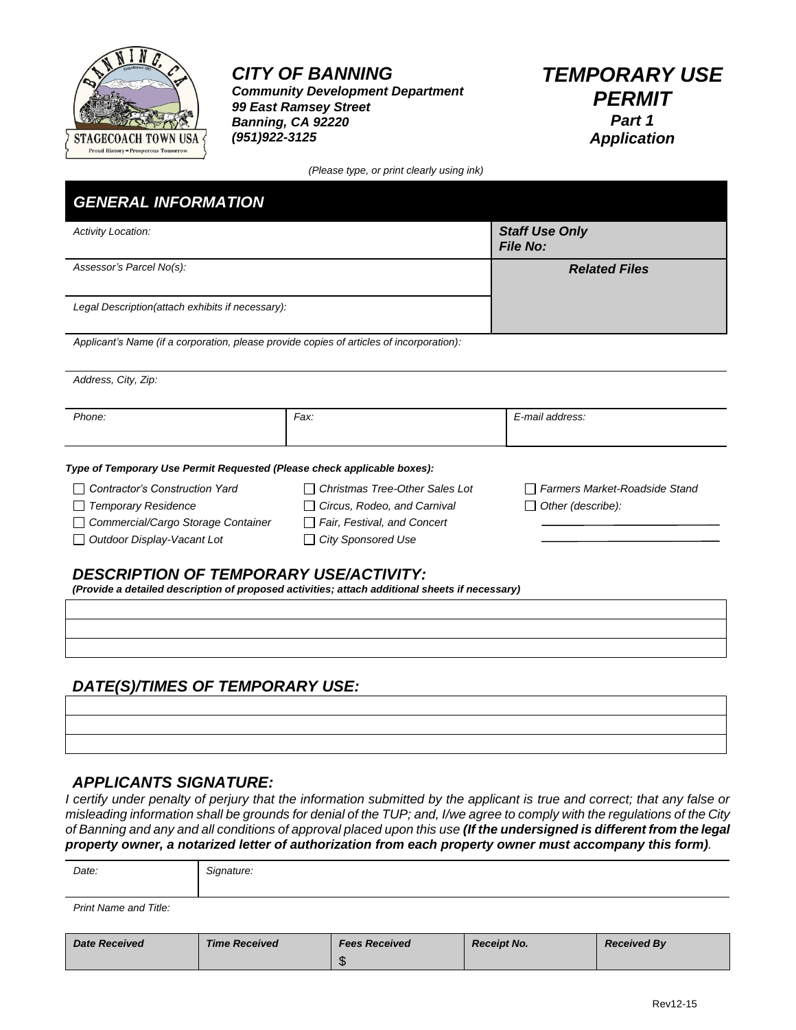**CITY OF BANNING**
***Community Development Department***
***99 East Ramsey Street***
***Banning, CA 92220***
***(951)922-3125***

# *TEMPORARY USE PERMIT*
***Part 1***
***Application***

*(Please type, or print clearly using ink)*

## *GENERAL INFORMATION*

| | |
|---|---|
| *Activity Location:* | ***Staff Use Only*** ***File No:*** |
| *Assessor's Parcel No(s):* | ***Related Files*** |
| *Legal Description(attach exhibits if necessary):* | |

*Applicant's Name (if a corporation, please provide copies of articles of incorporation):*

*Address, City, Zip:*

| *Phone:* | *Fax:* | *E-mail address:* |
|---|---|---|
| | | |

***Type of Temporary Use Permit Requested (Please check applicable boxes):***

- ☐ *Contractor's Construction Yard*
- ☐ *Temporary Residence*
- ☐ *Commercial/Cargo Storage Container*
- ☐ *Outdoor Display-Vacant Lot*
- ☐ *Christmas Tree-Other Sales Lot*
- ☐ *Circus, Rodeo, and Carnival*
- ☐ *Fair, Festival, and Concert*
- ☐ *City Sponsored Use*
- ☐ *Farmers Market-Roadside Stand*
- ☐ *Other (describe):* ____________________

## *DESCRIPTION OF TEMPORARY USE/ACTIVITY:*

***(Provide a detailed description of proposed activities; attach additional sheets if necessary)***

## *DATE(S)/TIMES OF TEMPORARY USE:*

## *APPLICANTS SIGNATURE:*

*I certify under penalty of perjury that the information submitted by the applicant is true and correct; that any false or misleading information shall be grounds for denial of the TUP; and, I/we agree to comply with the regulations of the City of Banning and any and all conditions of approval placed upon this use* ***(If the undersigned is different from the legal property owner, a notarized letter of authorization from each property owner must accompany this form)****.*

| *Date:* | *Signature:* |
|---|---|
| | |

*Print Name and Title:*

| ***Date Received*** | ***Time Received*** | ***Fees Received*** | ***Receipt No.*** | ***Received By*** |
|---|---|---|---|---|
| | | $ | | |

Rev12-15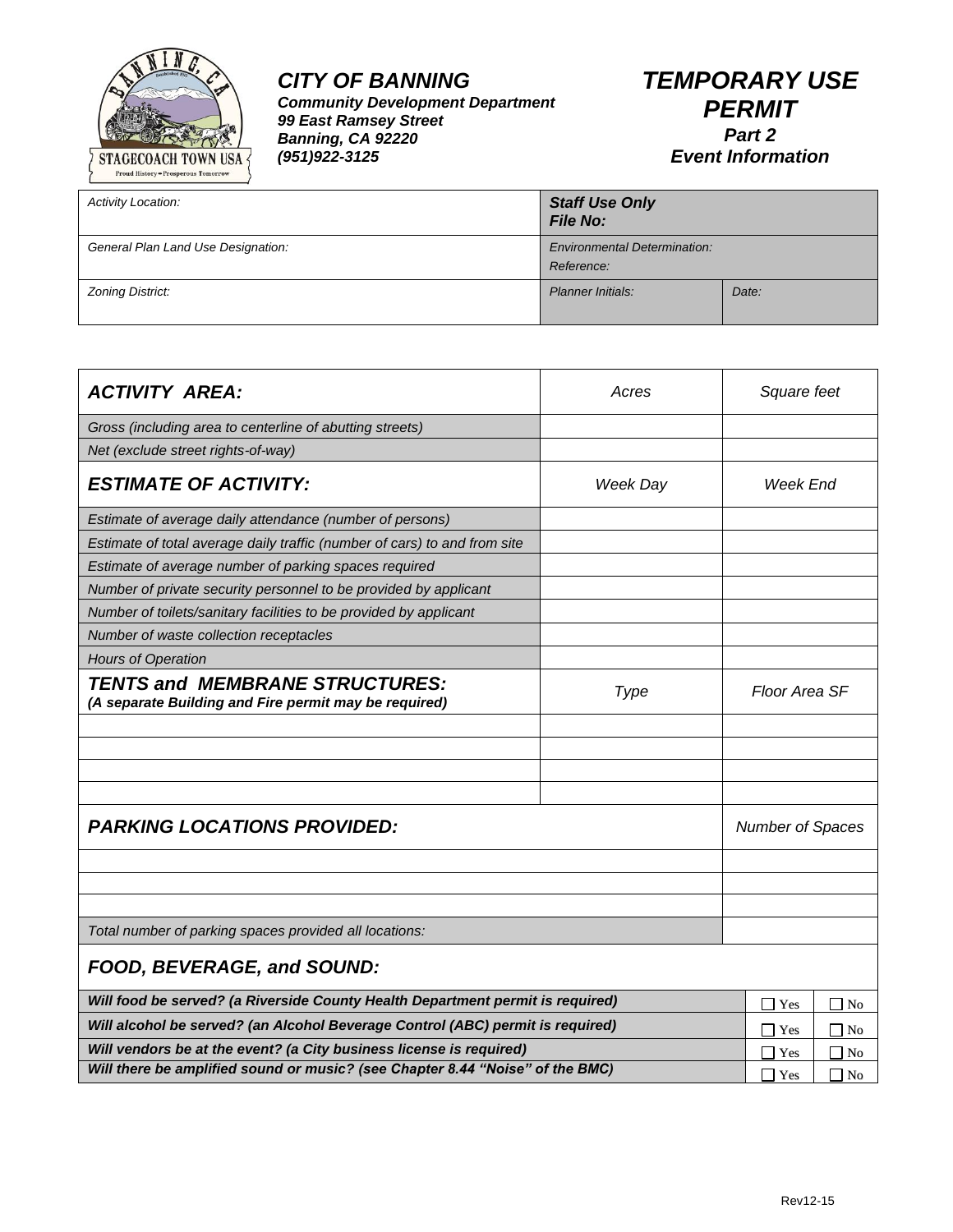**CITY OF BANNING**
**Community Development Department**
**99 East Ramsey Street**
**Banning, CA 92220**
**(951)922-3125**

# TEMPORARY USE PERMIT
## Part 2
## Event Information

| Activity Location: | **Staff Use Only** **File No:** | |
|---|---|---|
| General Plan Land Use Designation: | Environmental Determination: Reference: | |
| Zoning District: | Planner Initials: | Date: |

| **ACTIVITY AREA:** | Acres | Square feet |
|---|---|---|
| Gross (including area to centerline of abutting streets) | | |
| Net (exclude street rights-of-way) | | |
| **ESTIMATE OF ACTIVITY:** | Week Day | Week End |
| Estimate of average daily attendance (number of persons) | | |
| Estimate of total average daily traffic (number of cars) to and from site | | |
| Estimate of average number of parking spaces required | | |
| Number of private security personnel to be provided by applicant | | |
| Number of toilets/sanitary facilities to be provided by applicant | | |
| Number of waste collection receptacles | | |
| Hours of Operation | | |
| **TENTS and MEMBRANE STRUCTURES:** **(A separate Building and Fire permit may be required)** | Type | Floor Area SF |
| | | |
| | | |
| | | |
| | | |

| **PARKING LOCATIONS PROVIDED:** | Number of Spaces |
|---|---|
| | |
| | |
| | |
| Total number of parking spaces provided all locations: | |

| **FOOD, BEVERAGE, and SOUND:** | | |
|---|---|---|
| **Will food be served? (a Riverside County Health Department permit is required)** | ☐ Yes | ☐ No |
| **Will alcohol be served? (an Alcohol Beverage Control (ABC) permit is required)** | ☐ Yes | ☐ No |
| **Will vendors be at the event? (a City business license is required)** | ☐ Yes | ☐ No |
| **Will there be amplified sound or music? (see Chapter 8.44 "Noise" of the BMC)** | ☐ Yes | ☐ No |

Rev12-15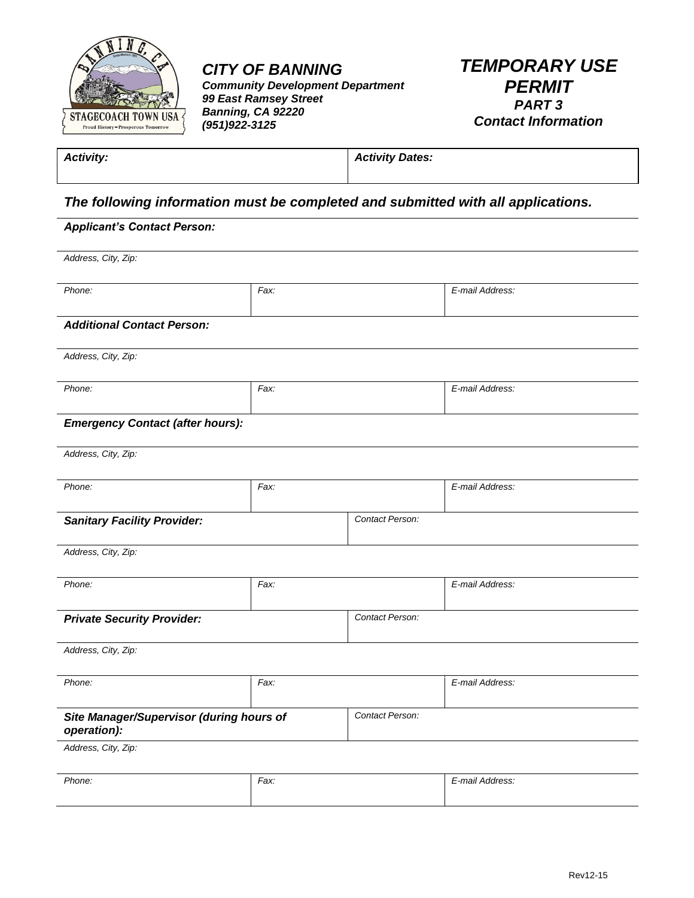***CITY OF BANNING***
***Community Development Department***
***99 East Ramsey Street***
***Banning, CA 92220***
***(951)922-3125***

# *TEMPORARY USE PERMIT*
## *PART 3*
## *Contact Information*

| ***Activity:*** | ***Activity Dates:*** |
|---|---|
| | |

### *The following information must be completed and submitted with all applications.*

| ***Applicant's Contact Person:*** | | |
|---|---|---|
| *Address, City, Zip:* | | |
| *Phone:* | *Fax:* | *E-mail Address:* |
| ***Additional Contact Person:*** | | |
| *Address, City, Zip:* | | |
| *Phone:* | *Fax:* | *E-mail Address:* |
| ***Emergency Contact (after hours):*** | | |
| *Address, City, Zip:* | | |
| *Phone:* | *Fax:* | *E-mail Address:* |
| ***Sanitary Facility Provider:*** | *Contact Person:* | |
| *Address, City, Zip:* | | |
| *Phone:* | *Fax:* | *E-mail Address:* |
| ***Private Security Provider:*** | *Contact Person:* | |
| *Address, City, Zip:* | | |
| *Phone:* | *Fax:* | *E-mail Address:* |
| ***Site Manager/Supervisor (during hours of operation):*** | *Contact Person:* | |
| *Address, City, Zip:* | | |
| *Phone:* | *Fax:* | *E-mail Address:* |

Rev12-15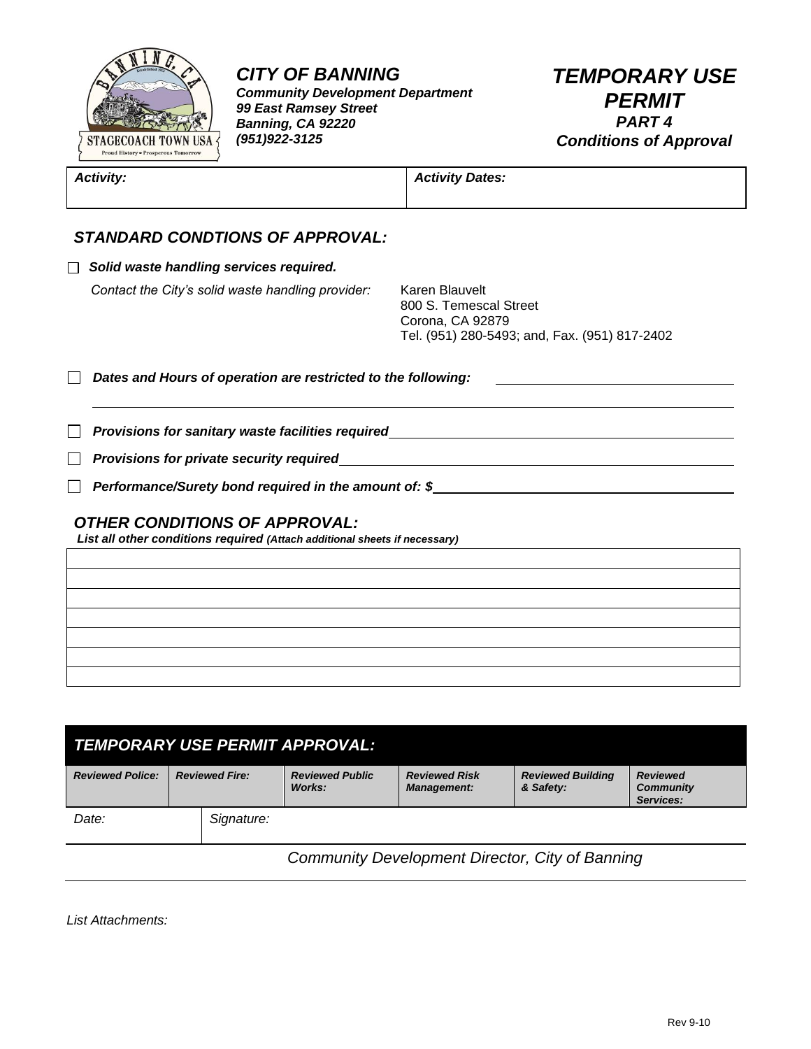**CITY OF BANNING**
***Community Development Department***
***99 East Ramsey Street***
***Banning, CA 92220***
***(951)922-3125***

# *TEMPORARY USE PERMIT*
## *PART 4*
## *Conditions of Approval*

| *Activity:* | *Activity Dates:* |
|---|---|
| | |

### *STANDARD CONDTIONS OF APPROVAL:*

☐ ***Solid waste handling services required.***

*Contact the City's solid waste handling provider:*

Karen Blauvelt
800 S. Temescal Street
Corona, CA 92879
Tel. (951) 280-5493; and, Fax. (951) 817-2402

☐ ***Dates and Hours of operation are restricted to the following:*** ______________________

______________________________________________________________________

☐ ***Provisions for sanitary waste facilities required*** ______________________

☐ ***Provisions for private security required*** ______________________

☐ ***Performance/Surety bond required in the amount of: $*** ______________________

### *OTHER CONDITIONS OF APPROVAL:*

***List all other conditions required** (Attach additional sheets if necessary)*

| |
|---|
| |
| |
| |
| |
| |
| |
| |

### *TEMPORARY USE PERMIT APPROVAL:*

| *Reviewed Police:* | *Reviewed Fire:* | *Reviewed Public Works:* | *Reviewed Risk Management:* | *Reviewed Building & Safety:* | *Reviewed Community Services:* |
|---|---|---|---|---|---|
| | | | | | |

*Date:* | *Signature:*

*Community Development Director, City of Banning*

*List Attachments:*

Rev 9-10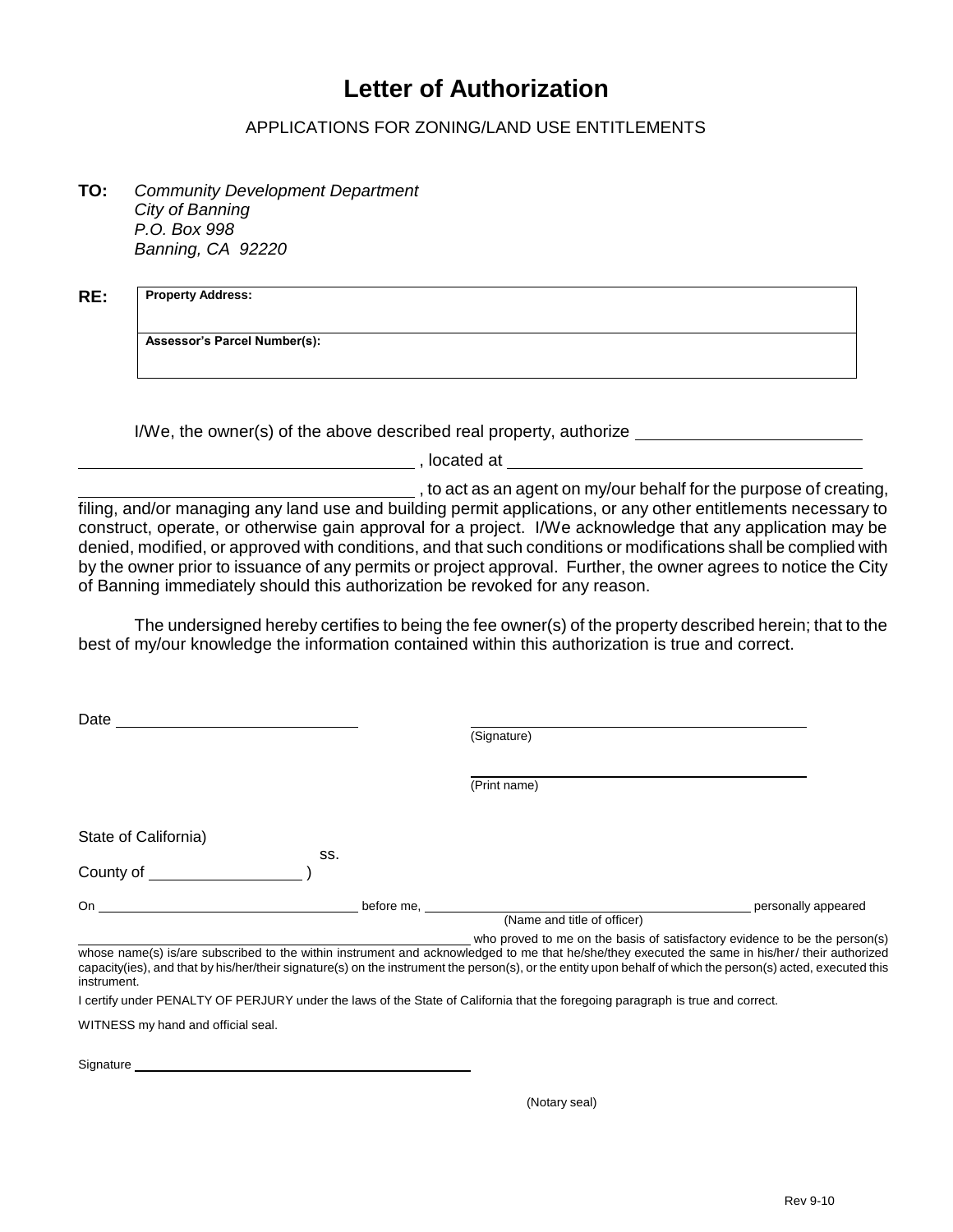# Letter of Authorization

APPLICATIONS FOR ZONING/LAND USE ENTITLEMENTS

**TO:** *Community Development Department*
*City of Banning*
*P.O. Box 998*
*Banning, CA 92220*

**RE:**

| |
|---|
| **Property Address:** |
| **Assessor's Parcel Number(s):** |

I/We, the owner(s) of the above described real property, authorize ______________________ ______________________, located at ______________________ ______________________, to act as an agent on my/our behalf for the purpose of creating, filing, and/or managing any land use and building permit applications, or any other entitlements necessary to construct, operate, or otherwise gain approval for a project. I/We acknowledge that any application may be denied, modified, or approved with conditions, and that such conditions or modifications shall be complied with by the owner prior to issuance of any permits or project approval. Further, the owner agrees to notice the City of Banning immediately should this authorization be revoked for any reason.

The undersigned hereby certifies to being the fee owner(s) of the property described herein; that to the best of my/our knowledge the information contained within this authorization is true and correct.

Date ______________________

______________________
(Signature)

______________________
(Print name)

State of California)
ss.
County of ______________ )

On ______________________ before me, ______________________ personally appeared
(Name and title of officer)

______________________ who proved to me on the basis of satisfactory evidence to be the person(s) whose name(s) is/are subscribed to the within instrument and acknowledged to me that he/she/they executed the same in his/her/ their authorized capacity(ies), and that by his/her/their signature(s) on the instrument the person(s), or the entity upon behalf of which the person(s) acted, executed this instrument.

I certify under PENALTY OF PERJURY under the laws of the State of California that the foregoing paragraph is true and correct.

WITNESS my hand and official seal.

Signature ______________________

(Notary seal)

Rev 9-10